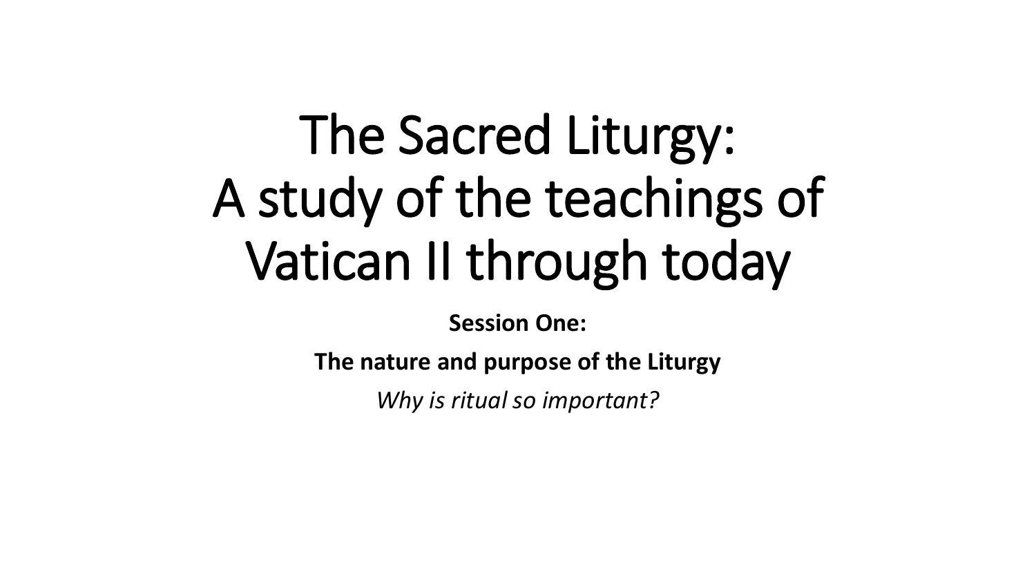# The Sacred Liturgy: A study of the teachings of Vatican II through today

**Session One:**

**The nature and purpose of the Liturgy**

*Why is ritual so important?*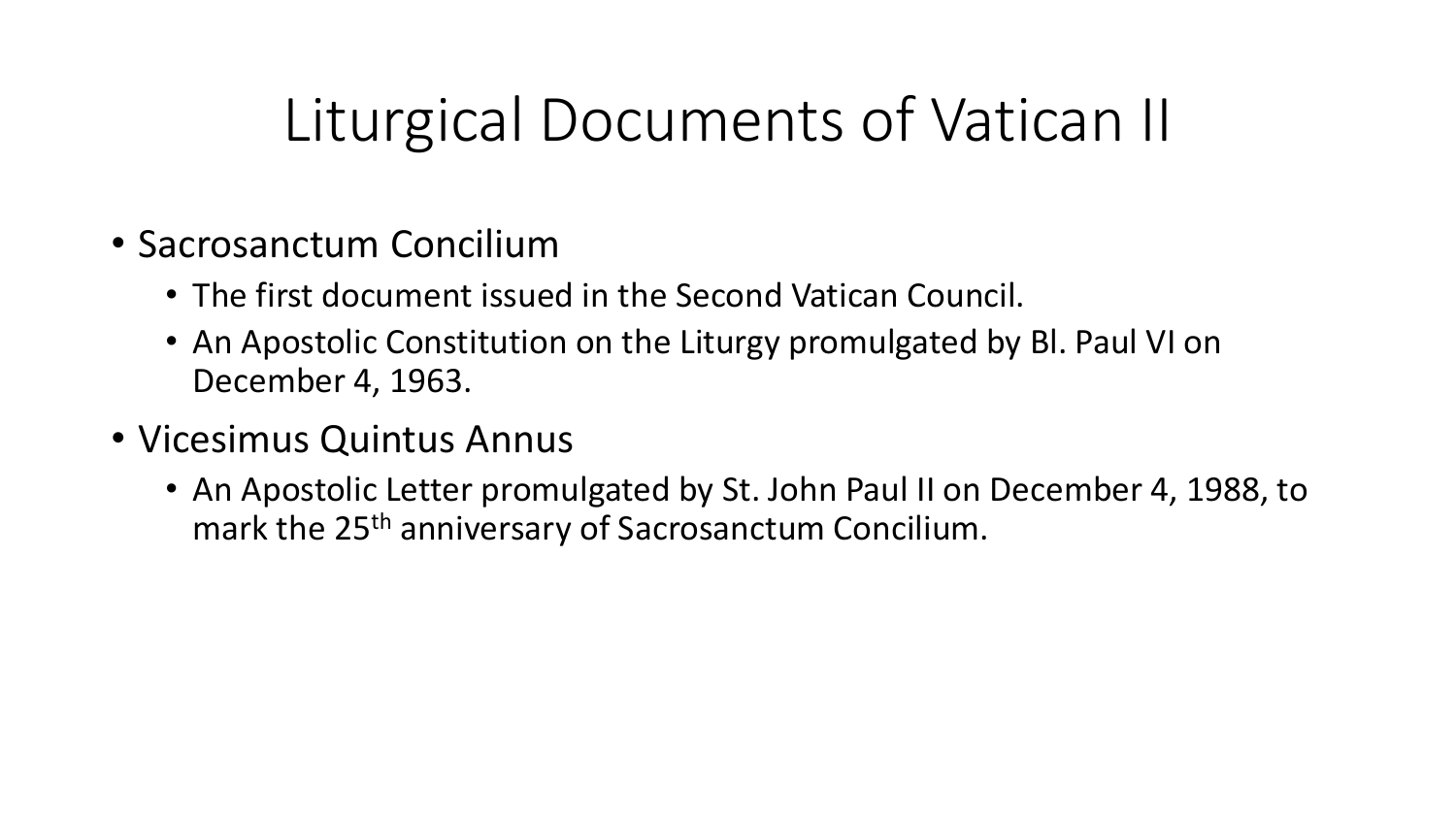# Liturgical Documents of Vatican II

- Sacrosanctum Concilium
  - The first document issued in the Second Vatican Council.
  - An Apostolic Constitution on the Liturgy promulgated by Bl. Paul VI on December 4, 1963.
- Vicesimus Quintus Annus
  - An Apostolic Letter promulgated by St. John Paul II on December 4, 1988, to mark the 25th anniversary of Sacrosanctum Concilium.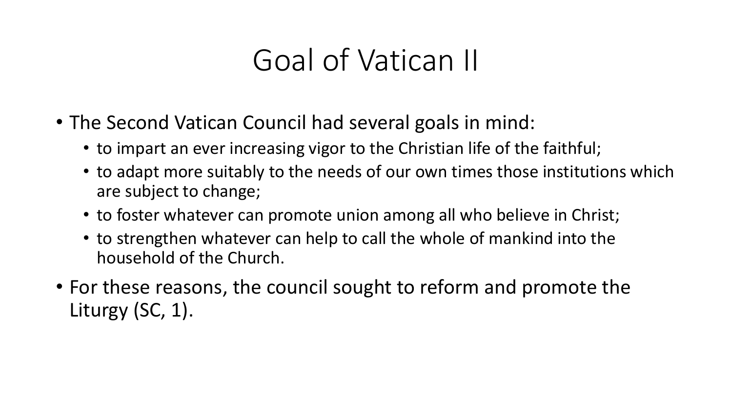# Goal of Vatican II

- The Second Vatican Council had several goals in mind:
  - to impart an ever increasing vigor to the Christian life of the faithful;
  - to adapt more suitably to the needs of our own times those institutions which are subject to change;
  - to foster whatever can promote union among all who believe in Christ;
  - to strengthen whatever can help to call the whole of mankind into the household of the Church.
- For these reasons, the council sought to reform and promote the Liturgy (SC, 1).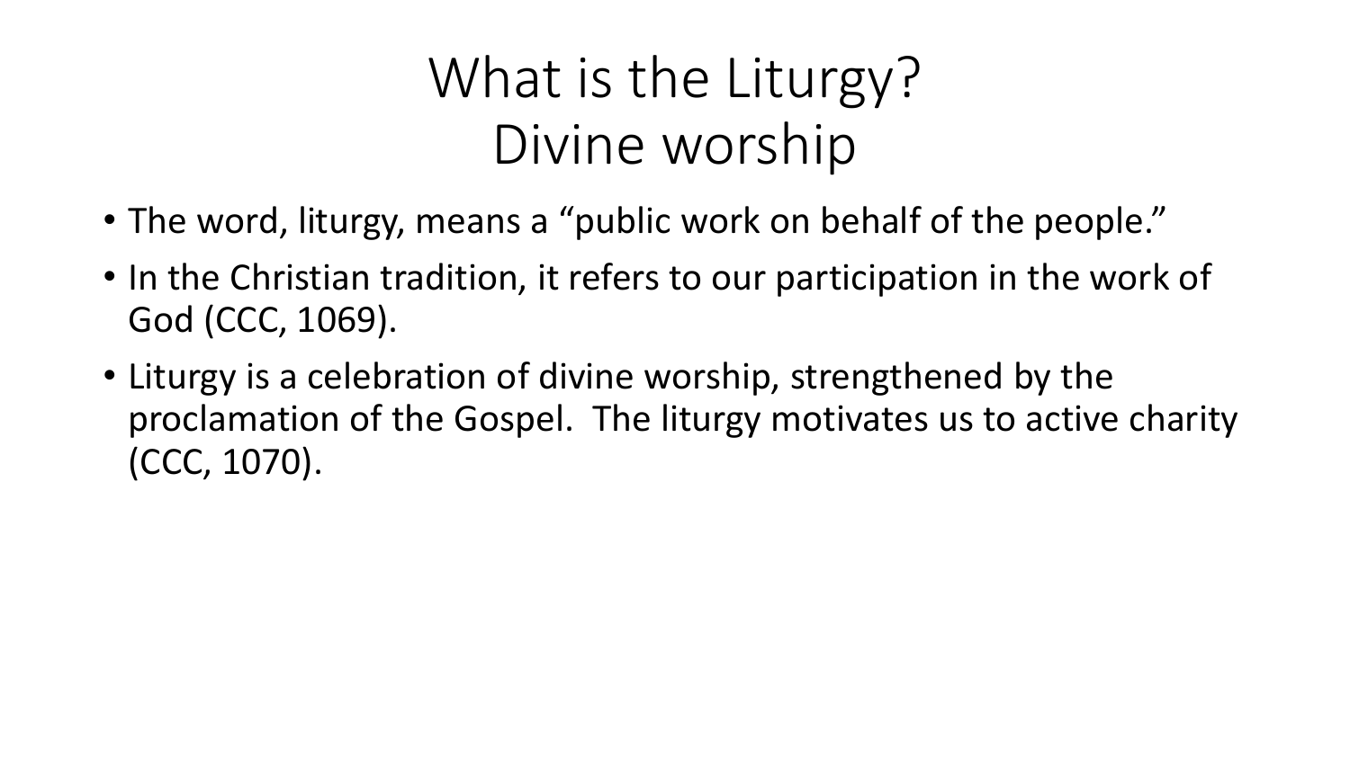# What is the Liturgy?
# Divine worship

- The word, liturgy, means a "public work on behalf of the people."
- In the Christian tradition, it refers to our participation in the work of God (CCC, 1069).
- Liturgy is a celebration of divine worship, strengthened by the proclamation of the Gospel. The liturgy motivates us to active charity (CCC, 1070).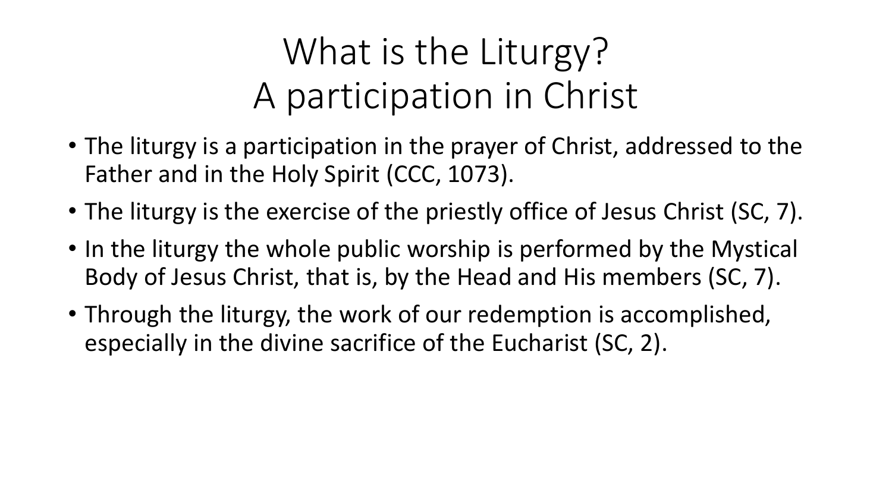# What is the Liturgy?
# A participation in Christ

- The liturgy is a participation in the prayer of Christ, addressed to the Father and in the Holy Spirit (CCC, 1073).
- The liturgy is the exercise of the priestly office of Jesus Christ (SC, 7).
- In the liturgy the whole public worship is performed by the Mystical Body of Jesus Christ, that is, by the Head and His members (SC, 7).
- Through the liturgy, the work of our redemption is accomplished, especially in the divine sacrifice of the Eucharist (SC, 2).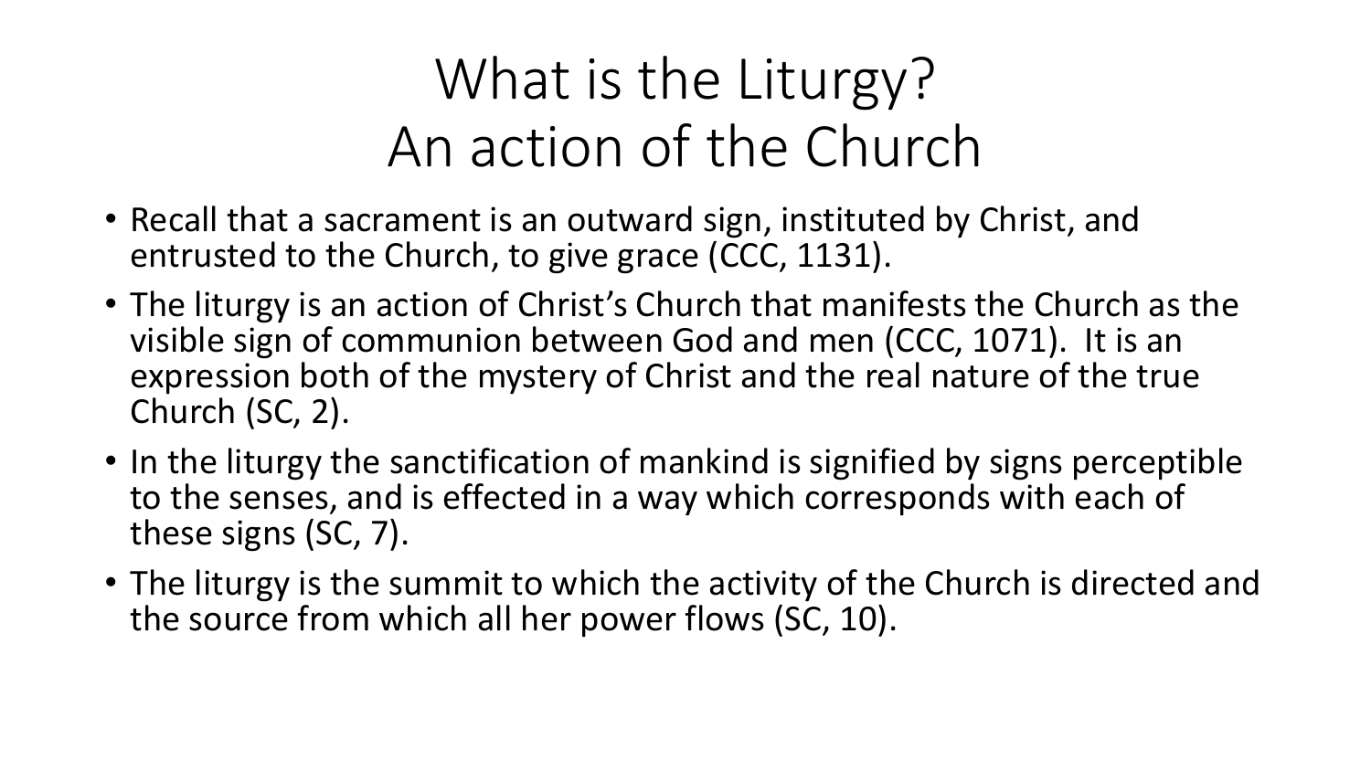# What is the Liturgy?
# An action of the Church

- Recall that a sacrament is an outward sign, instituted by Christ, and entrusted to the Church, to give grace (CCC, 1131).
- The liturgy is an action of Christ's Church that manifests the Church as the visible sign of communion between God and men (CCC, 1071). It is an expression both of the mystery of Christ and the real nature of the true Church (SC, 2).
- In the liturgy the sanctification of mankind is signified by signs perceptible to the senses, and is effected in a way which corresponds with each of these signs (SC, 7).
- The liturgy is the summit to which the activity of the Church is directed and the source from which all her power flows (SC, 10).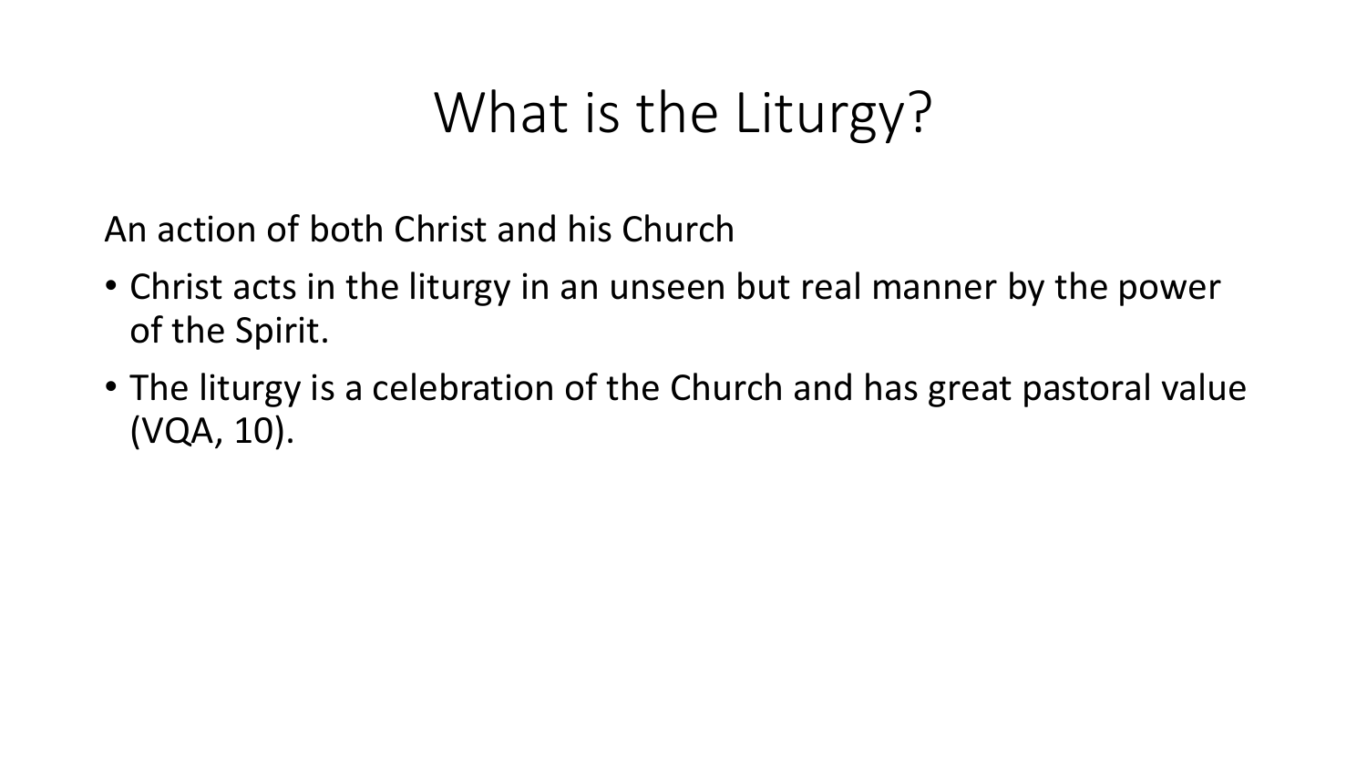# What is the Liturgy?

An action of both Christ and his Church

- Christ acts in the liturgy in an unseen but real manner by the power of the Spirit.
- The liturgy is a celebration of the Church and has great pastoral value (VQA, 10).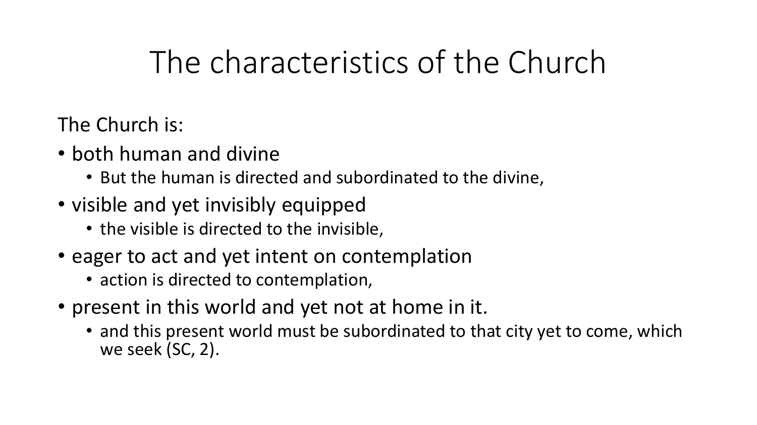# The characteristics of the Church

The Church is:

- both human and divine
  - But the human is directed and subordinated to the divine,
- visible and yet invisibly equipped
  - the visible is directed to the invisible,
- eager to act and yet intent on contemplation
  - action is directed to contemplation,
- present in this world and yet not at home in it.
  - and this present world must be subordinated to that city yet to come, which we seek (SC, 2).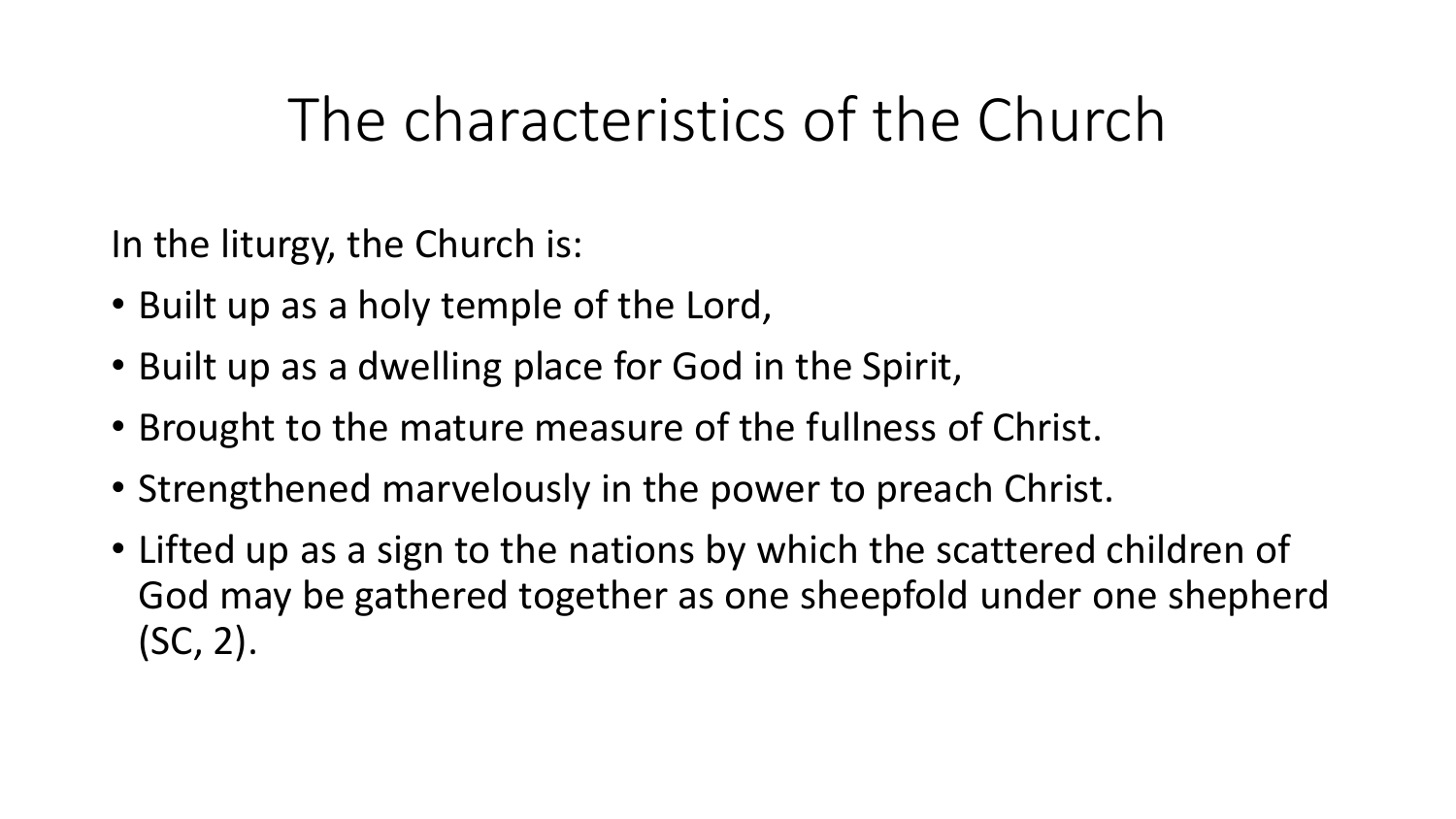# The characteristics of the Church

In the liturgy, the Church is:

- Built up as a holy temple of the Lord,
- Built up as a dwelling place for God in the Spirit,
- Brought to the mature measure of the fullness of Christ.
- Strengthened marvelously in the power to preach Christ.
- Lifted up as a sign to the nations by which the scattered children of God may be gathered together as one sheepfold under one shepherd (SC, 2).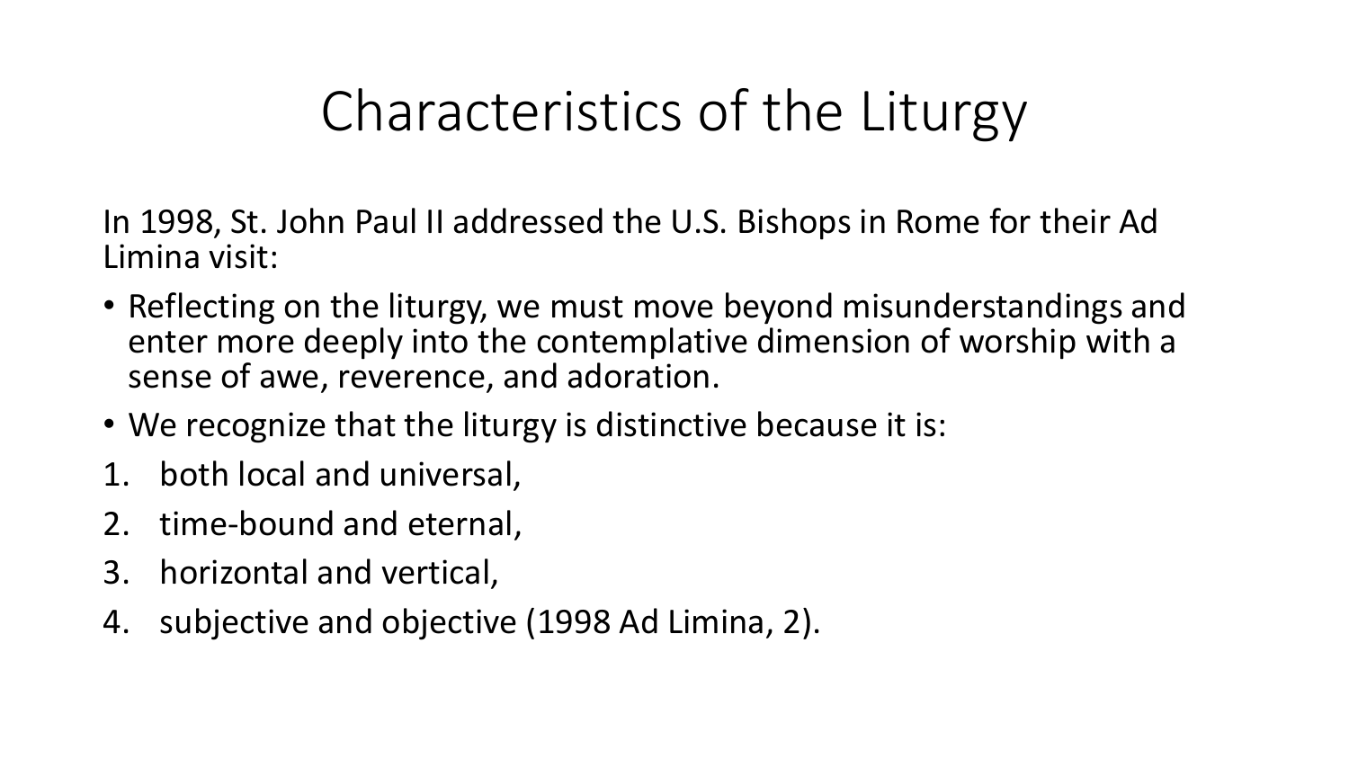# Characteristics of the Liturgy

In 1998, St. John Paul II addressed the U.S. Bishops in Rome for their Ad Limina visit:

- Reflecting on the liturgy, we must move beyond misunderstandings and enter more deeply into the contemplative dimension of worship with a sense of awe, reverence, and adoration.
- We recognize that the liturgy is distinctive because it is:

1. both local and universal,
2. time-bound and eternal,
3. horizontal and vertical,
4. subjective and objective (1998 Ad Limina, 2).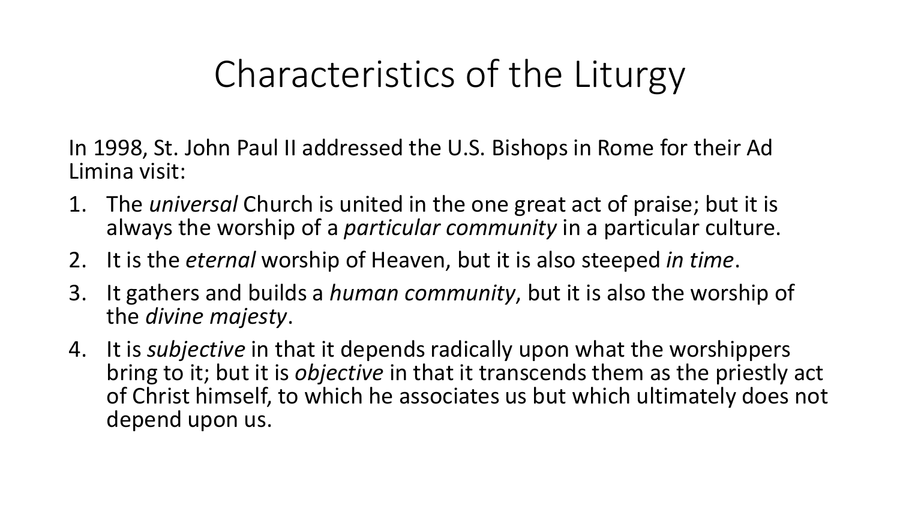# Characteristics of the Liturgy

In 1998, St. John Paul II addressed the U.S. Bishops in Rome for their Ad Limina visit:

1. The *universal* Church is united in the one great act of praise; but it is always the worship of a *particular community* in a particular culture.
2. It is the *eternal* worship of Heaven, but it is also steeped *in time*.
3. It gathers and builds a *human community*, but it is also the worship of the *divine majesty*.
4. It is *subjective* in that it depends radically upon what the worshippers bring to it; but it is *objective* in that it transcends them as the priestly act of Christ himself, to which he associates us but which ultimately does not depend upon us.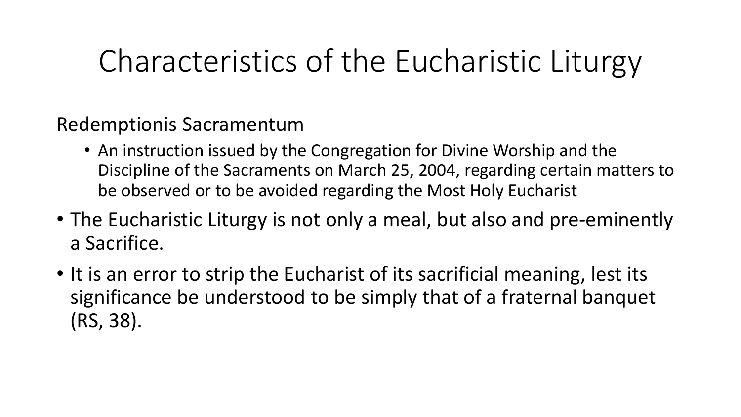# Characteristics of the Eucharistic Liturgy

Redemptionis Sacramentum

- An instruction issued by the Congregation for Divine Worship and the Discipline of the Sacraments on March 25, 2004, regarding certain matters to be observed or to be avoided regarding the Most Holy Eucharist

- The Eucharistic Liturgy is not only a meal, but also and pre-eminently a Sacrifice.
- It is an error to strip the Eucharist of its sacrificial meaning, lest its significance be understood to be simply that of a fraternal banquet (RS, 38).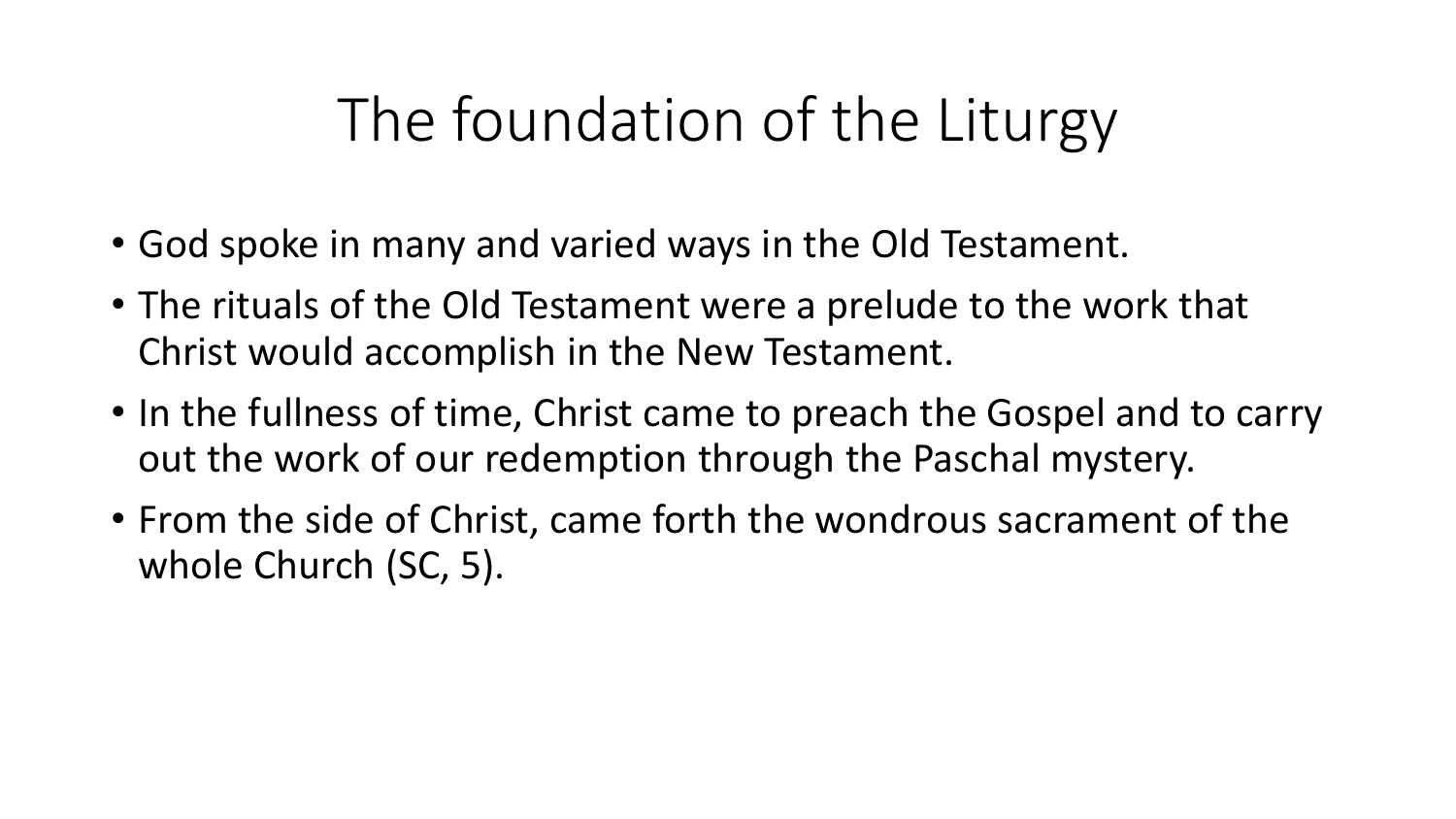# The foundation of the Liturgy

- God spoke in many and varied ways in the Old Testament.
- The rituals of the Old Testament were a prelude to the work that Christ would accomplish in the New Testament.
- In the fullness of time, Christ came to preach the Gospel and to carry out the work of our redemption through the Paschal mystery.
- From the side of Christ, came forth the wondrous sacrament of the whole Church (SC, 5).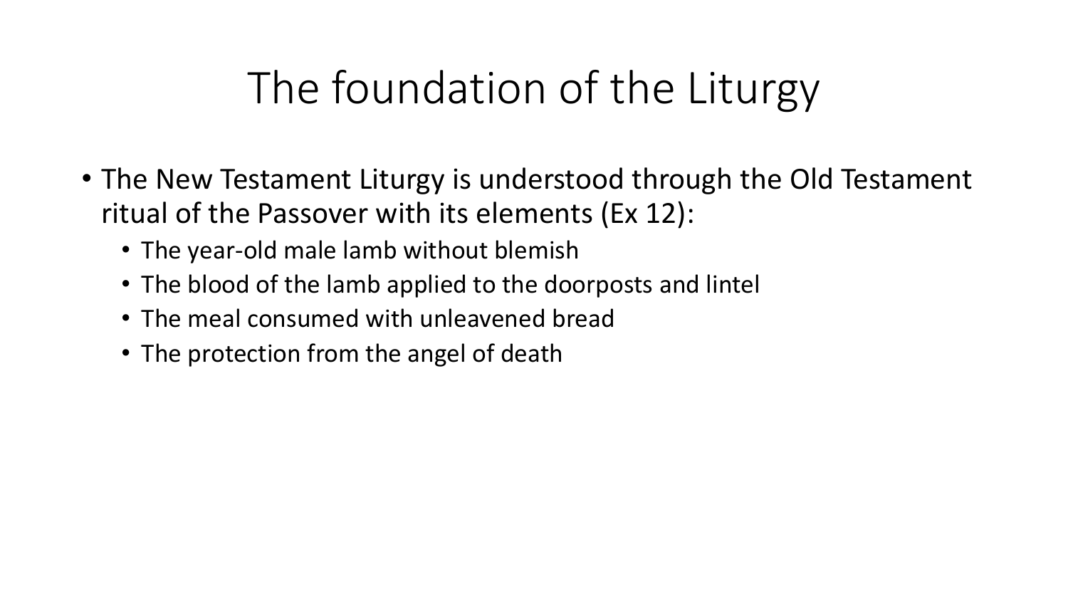# The foundation of the Liturgy

- The New Testament Liturgy is understood through the Old Testament ritual of the Passover with its elements (Ex 12):
  - The year-old male lamb without blemish
  - The blood of the lamb applied to the doorposts and lintel
  - The meal consumed with unleavened bread
  - The protection from the angel of death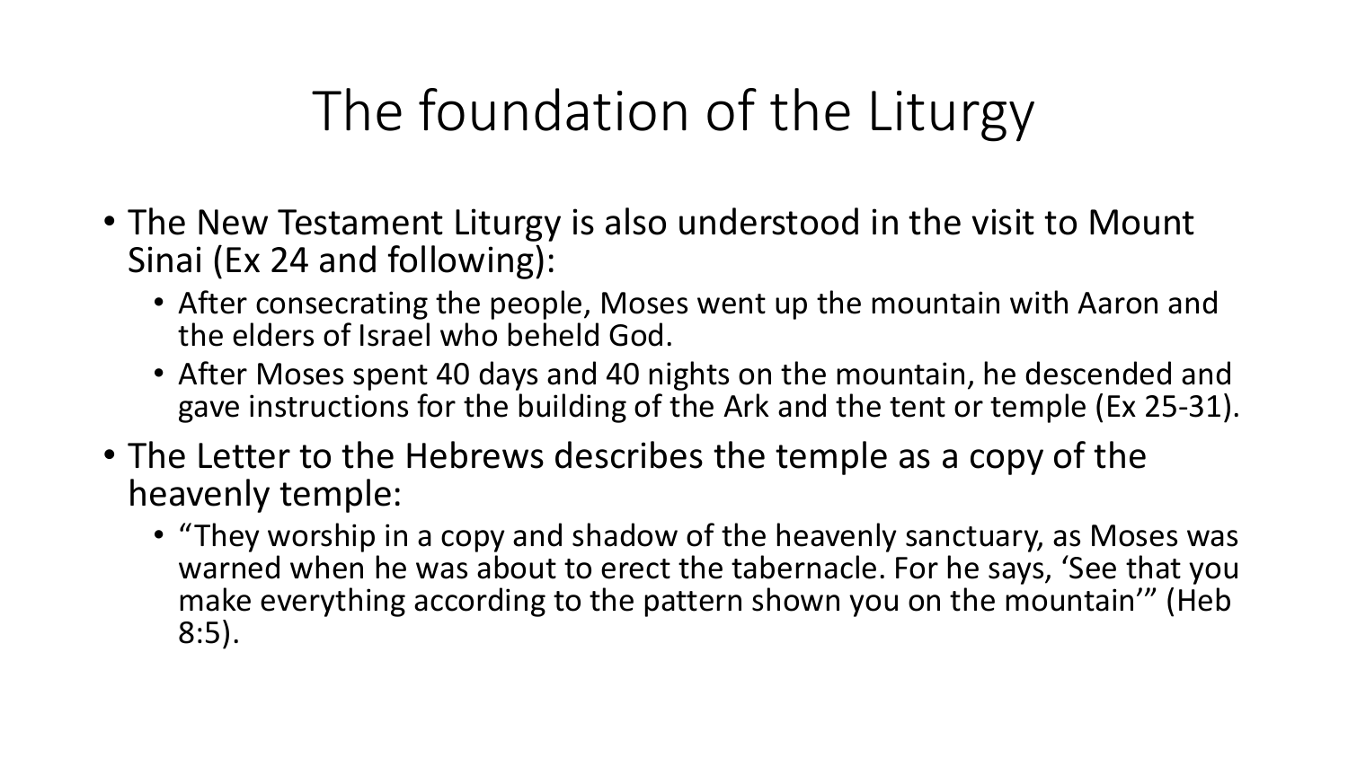# The foundation of the Liturgy

- The New Testament Liturgy is also understood in the visit to Mount Sinai (Ex 24 and following):
  - After consecrating the people, Moses went up the mountain with Aaron and the elders of Israel who beheld God.
  - After Moses spent 40 days and 40 nights on the mountain, he descended and gave instructions for the building of the Ark and the tent or temple (Ex 25-31).
- The Letter to the Hebrews describes the temple as a copy of the heavenly temple:
  - "They worship in a copy and shadow of the heavenly sanctuary, as Moses was warned when he was about to erect the tabernacle. For he says, 'See that you make everything according to the pattern shown you on the mountain'" (Heb 8:5).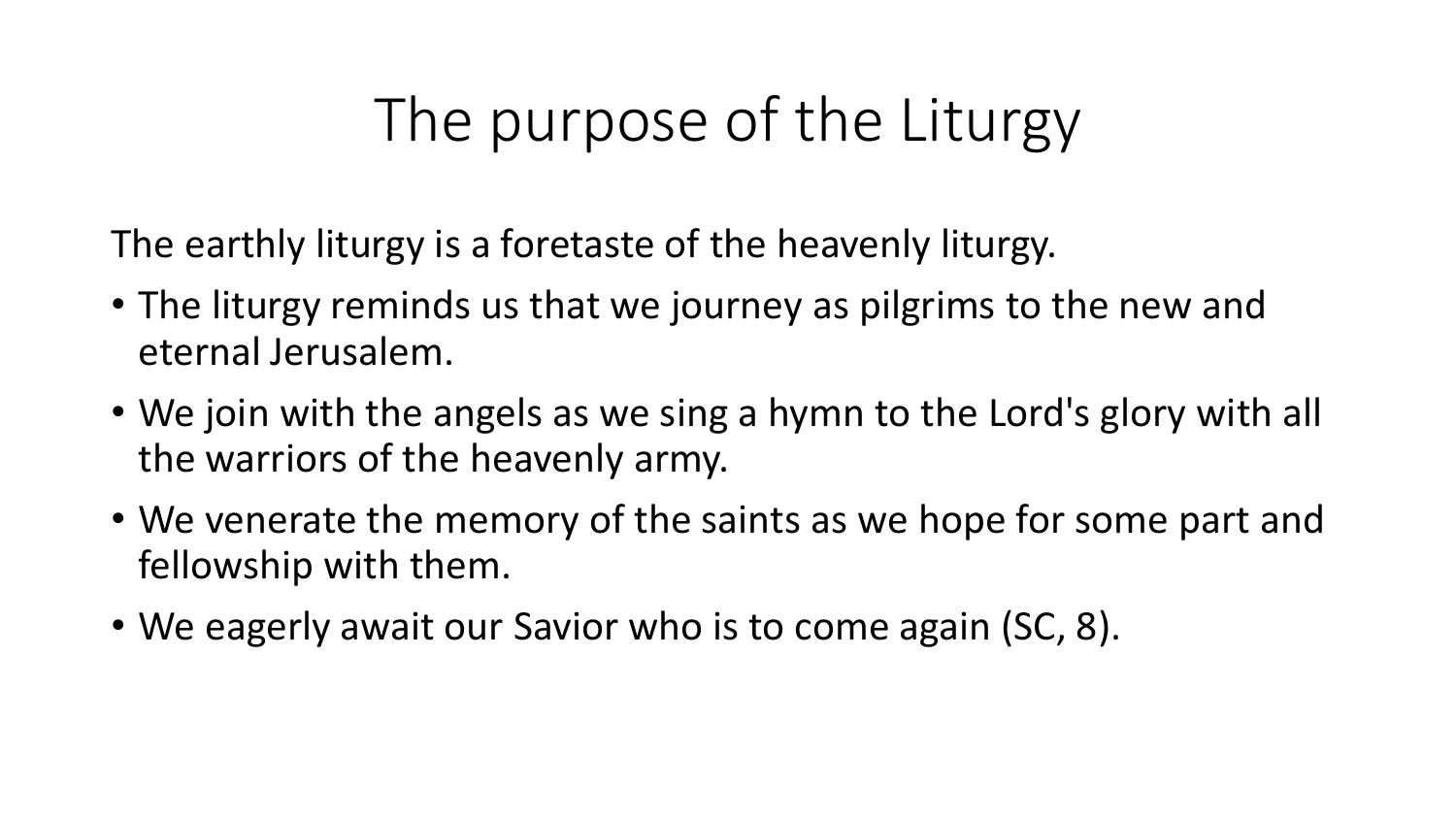# The purpose of the Liturgy

The earthly liturgy is a foretaste of the heavenly liturgy.

- The liturgy reminds us that we journey as pilgrims to the new and eternal Jerusalem.
- We join with the angels as we sing a hymn to the Lord's glory with all the warriors of the heavenly army.
- We venerate the memory of the saints as we hope for some part and fellowship with them.
- We eagerly await our Savior who is to come again (SC, 8).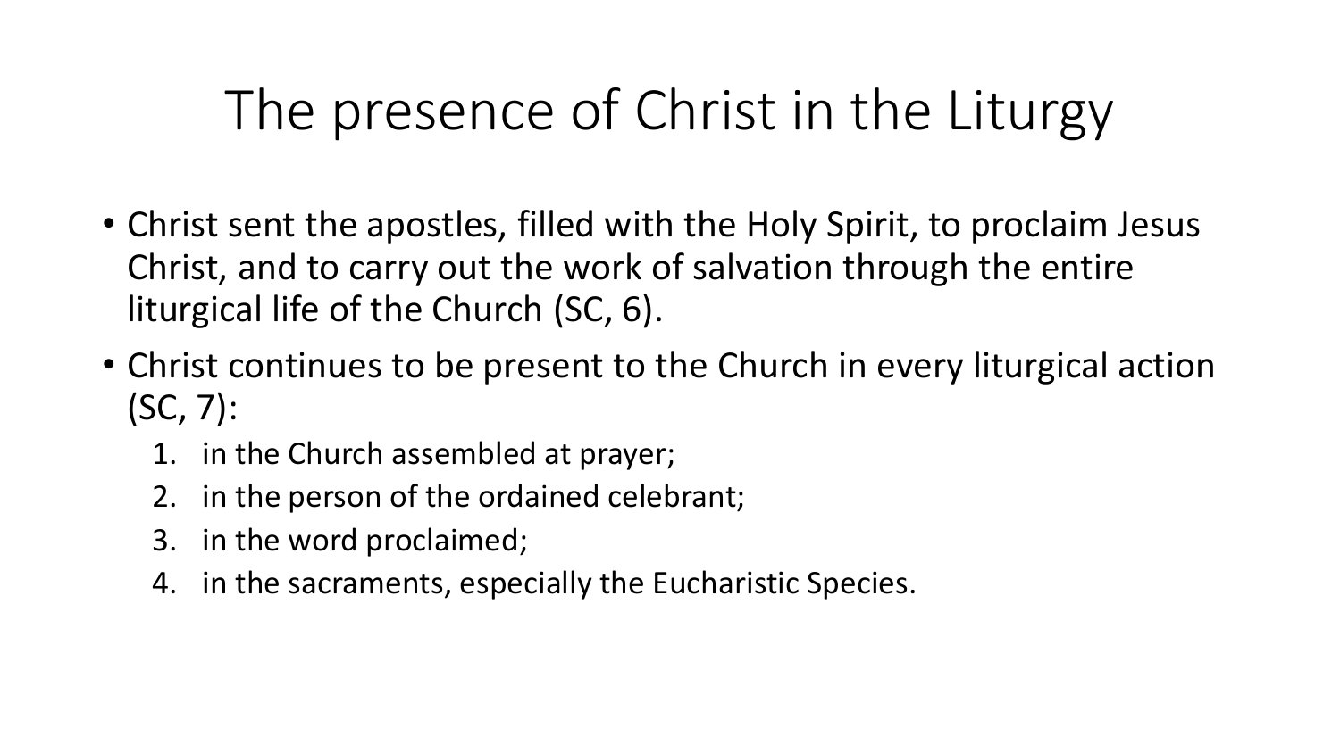# The presence of Christ in the Liturgy

- Christ sent the apostles, filled with the Holy Spirit, to proclaim Jesus Christ, and to carry out the work of salvation through the entire liturgical life of the Church (SC, 6).
- Christ continues to be present to the Church in every liturgical action (SC, 7):
  1. in the Church assembled at prayer;
  2. in the person of the ordained celebrant;
  3. in the word proclaimed;
  4. in the sacraments, especially the Eucharistic Species.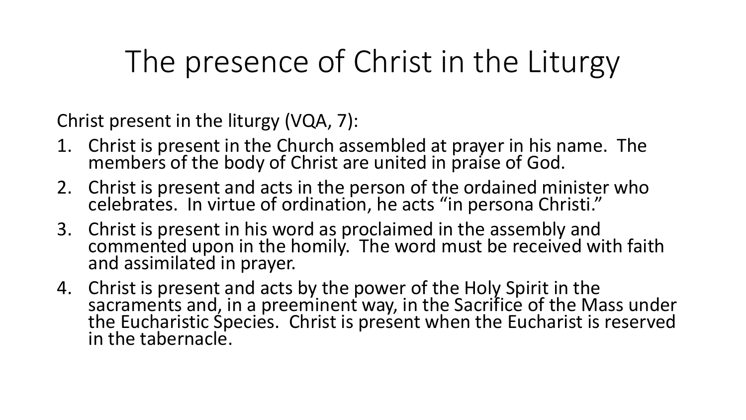# The presence of Christ in the Liturgy

Christ present in the liturgy (VQA, 7):

1. Christ is present in the Church assembled at prayer in his name. The members of the body of Christ are united in praise of God.
2. Christ is present and acts in the person of the ordained minister who celebrates. In virtue of ordination, he acts "in persona Christi."
3. Christ is present in his word as proclaimed in the assembly and commented upon in the homily. The word must be received with faith and assimilated in prayer.
4. Christ is present and acts by the power of the Holy Spirit in the sacraments and, in a preeminent way, in the Sacrifice of the Mass under the Eucharistic Species. Christ is present when the Eucharist is reserved in the tabernacle.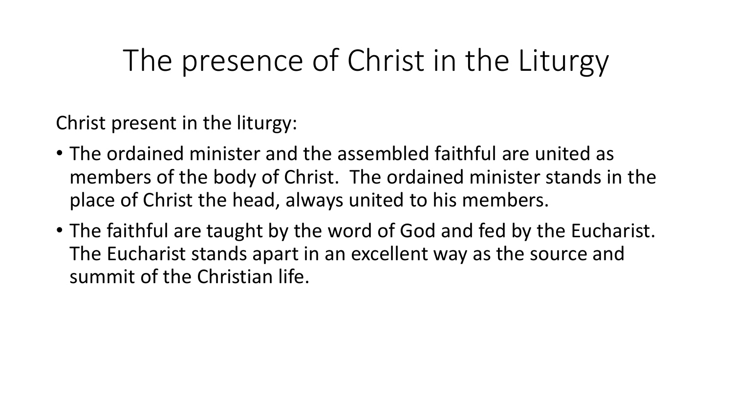# The presence of Christ in the Liturgy

Christ present in the liturgy:

- The ordained minister and the assembled faithful are united as members of the body of Christ. The ordained minister stands in the place of Christ the head, always united to his members.
- The faithful are taught by the word of God and fed by the Eucharist. The Eucharist stands apart in an excellent way as the source and summit of the Christian life.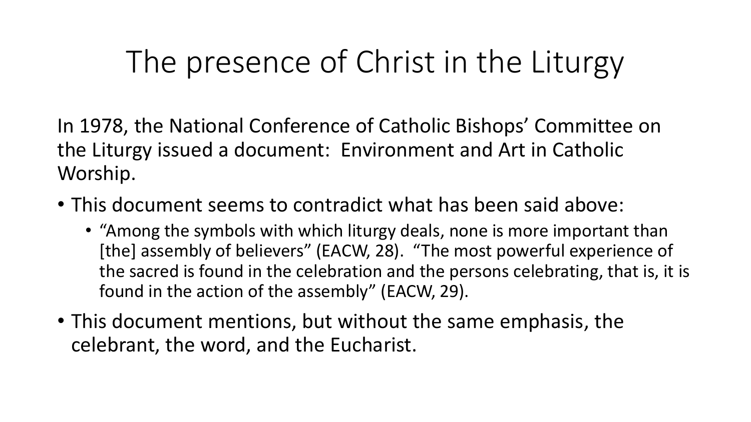# The presence of Christ in the Liturgy

In 1978, the National Conference of Catholic Bishops' Committee on the Liturgy issued a document: Environment and Art in Catholic Worship.

- This document seems to contradict what has been said above:
  - "Among the symbols with which liturgy deals, none is more important than [the] assembly of believers" (EACW, 28). "The most powerful experience of the sacred is found in the celebration and the persons celebrating, that is, it is found in the action of the assembly" (EACW, 29).
- This document mentions, but without the same emphasis, the celebrant, the word, and the Eucharist.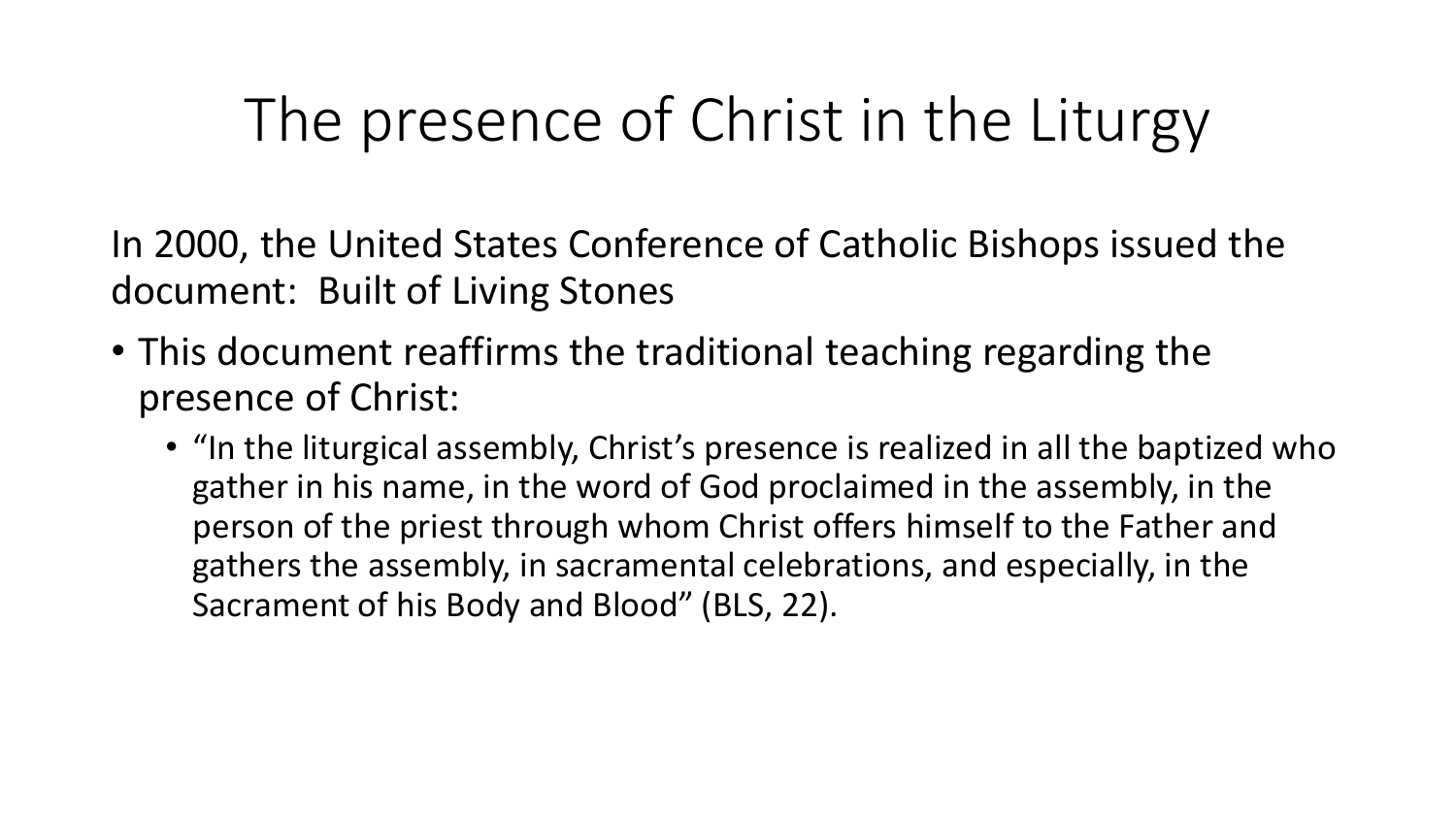# The presence of Christ in the Liturgy

In 2000, the United States Conference of Catholic Bishops issued the document: Built of Living Stones

- This document reaffirms the traditional teaching regarding the presence of Christ:
  - "In the liturgical assembly, Christ's presence is realized in all the baptized who gather in his name, in the word of God proclaimed in the assembly, in the person of the priest through whom Christ offers himself to the Father and gathers the assembly, in sacramental celebrations, and especially, in the Sacrament of his Body and Blood" (BLS, 22).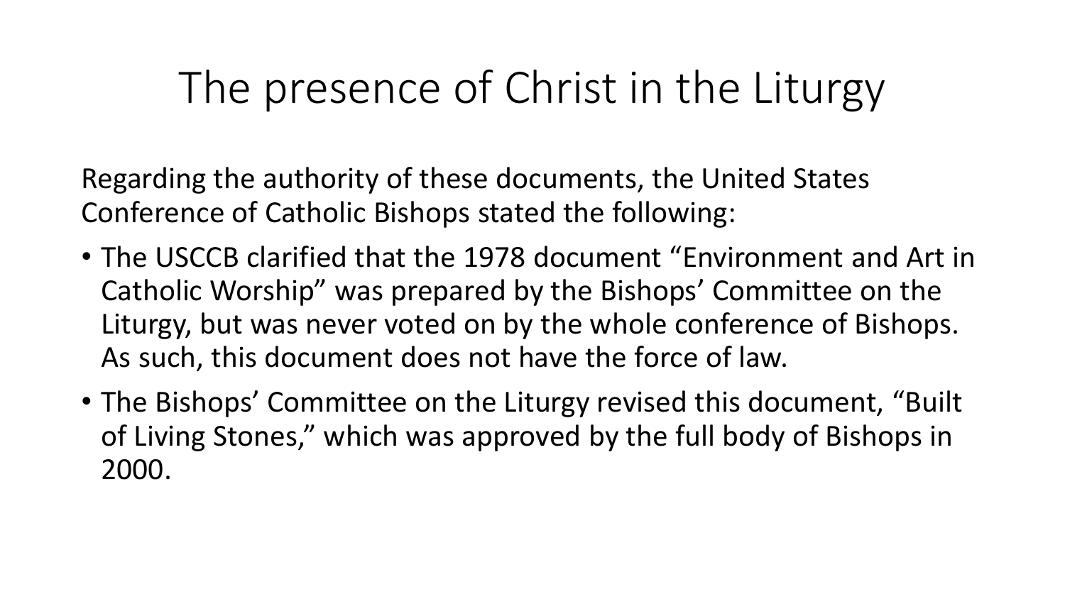# The presence of Christ in the Liturgy

Regarding the authority of these documents, the United States Conference of Catholic Bishops stated the following:

- The USCCB clarified that the 1978 document "Environment and Art in Catholic Worship" was prepared by the Bishops' Committee on the Liturgy, but was never voted on by the whole conference of Bishops. As such, this document does not have the force of law.
- The Bishops' Committee on the Liturgy revised this document, "Built of Living Stones," which was approved by the full body of Bishops in 2000.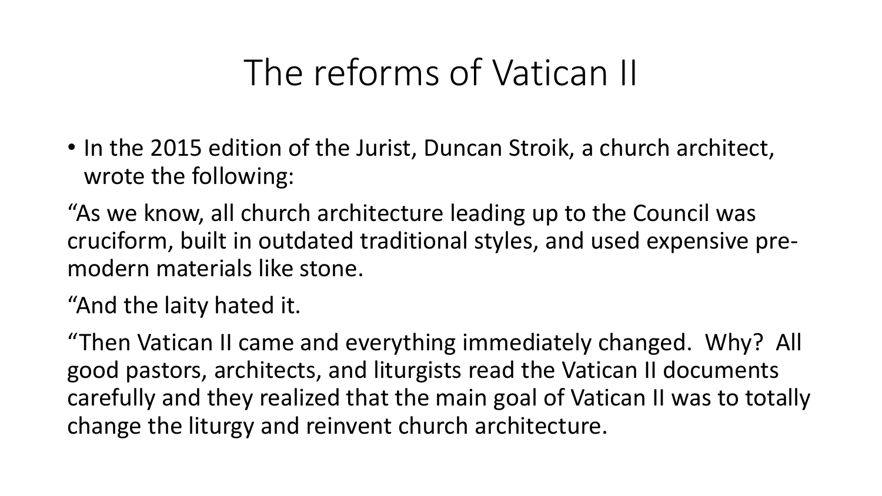# The reforms of Vatican II

- In the 2015 edition of the Jurist, Duncan Stroik, a church architect, wrote the following:

"As we know, all church architecture leading up to the Council was cruciform, built in outdated traditional styles, and used expensive pre-modern materials like stone.

"And the laity hated it.

"Then Vatican II came and everything immediately changed. Why? All good pastors, architects, and liturgists read the Vatican II documents carefully and they realized that the main goal of Vatican II was to totally change the liturgy and reinvent church architecture.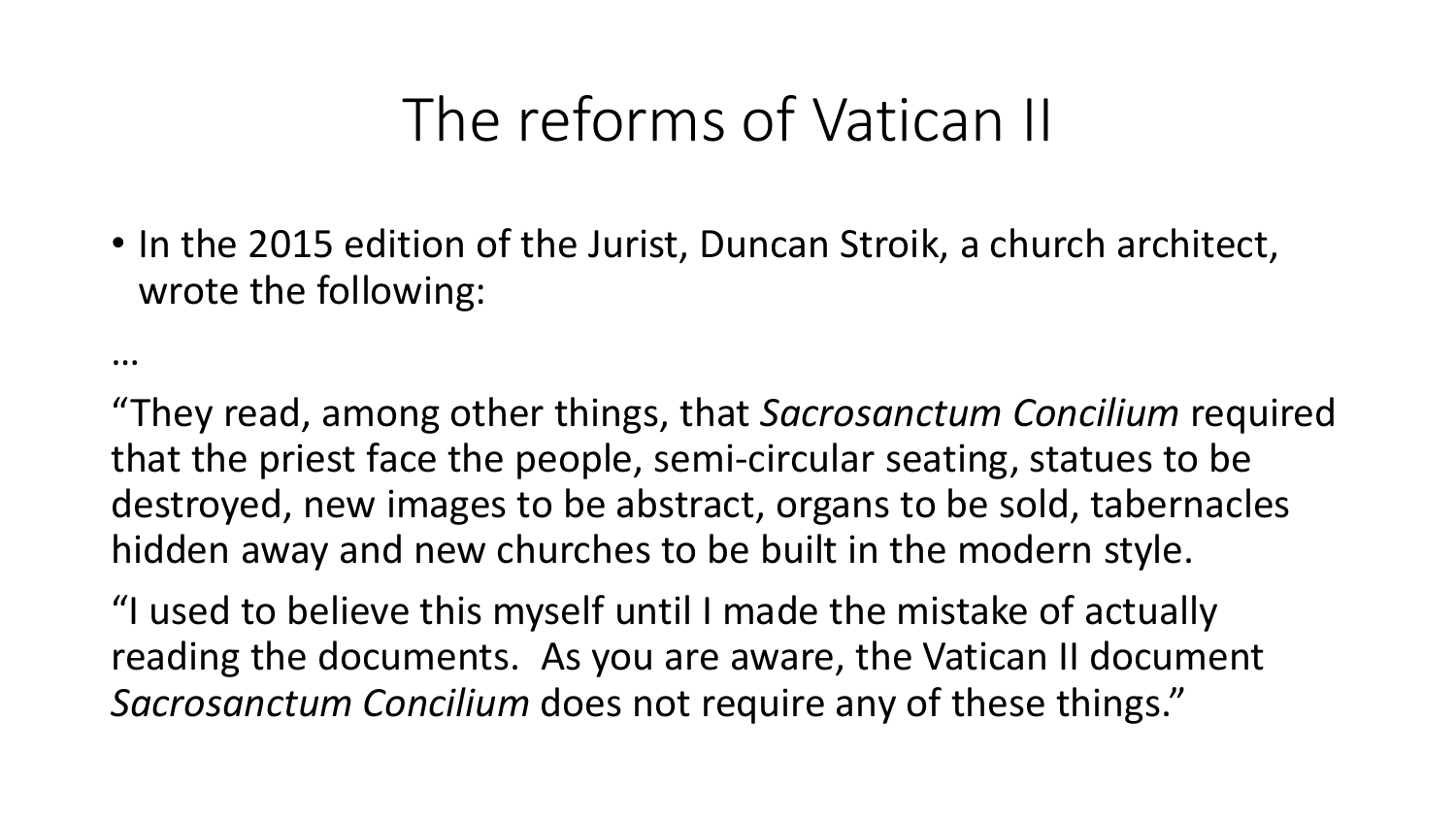# The reforms of Vatican II

- In the 2015 edition of the Jurist, Duncan Stroik, a church architect, wrote the following:

…

"They read, among other things, that *Sacrosanctum Concilium* required that the priest face the people, semi-circular seating, statues to be destroyed, new images to be abstract, organs to be sold, tabernacles hidden away and new churches to be built in the modern style.

"I used to believe this myself until I made the mistake of actually reading the documents. As you are aware, the Vatican II document *Sacrosanctum Concilium* does not require any of these things."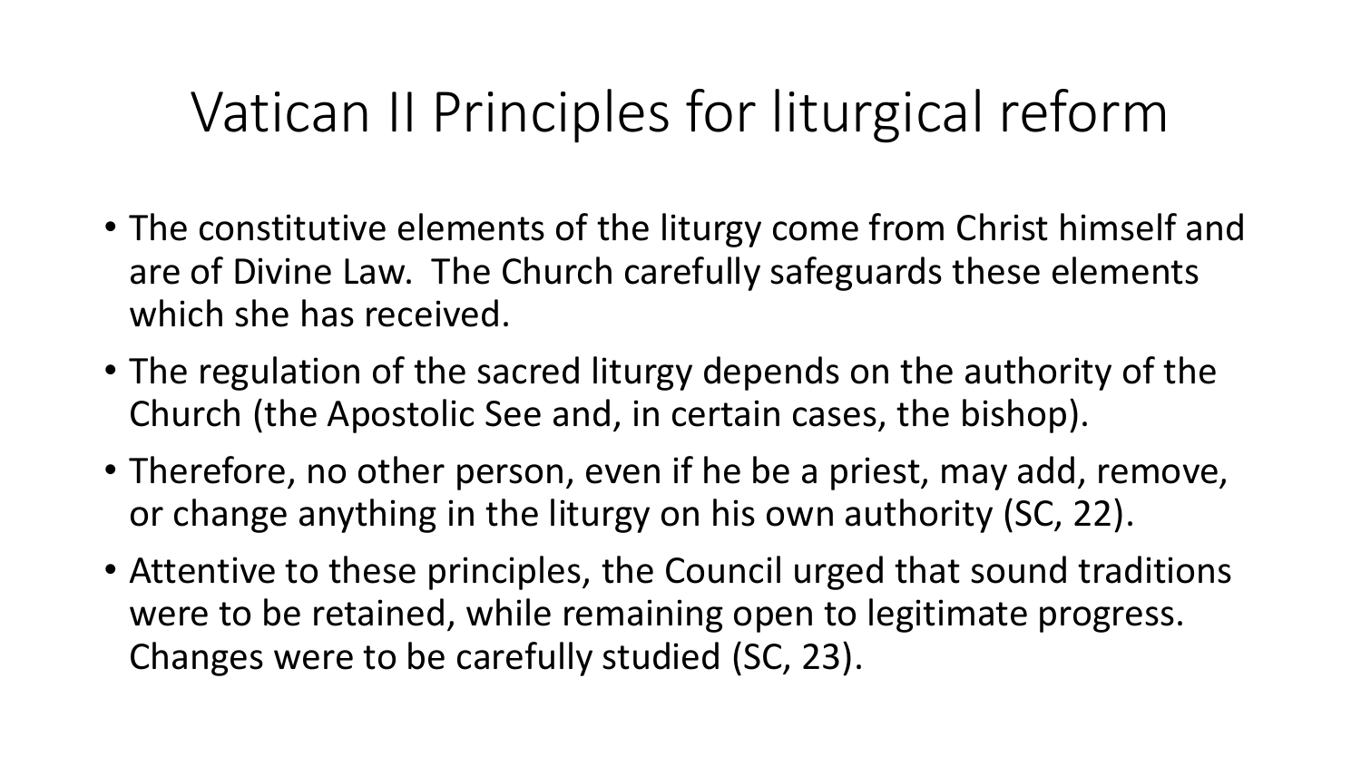# Vatican II Principles for liturgical reform

- The constitutive elements of the liturgy come from Christ himself and are of Divine Law. The Church carefully safeguards these elements which she has received.
- The regulation of the sacred liturgy depends on the authority of the Church (the Apostolic See and, in certain cases, the bishop).
- Therefore, no other person, even if he be a priest, may add, remove, or change anything in the liturgy on his own authority (SC, 22).
- Attentive to these principles, the Council urged that sound traditions were to be retained, while remaining open to legitimate progress. Changes were to be carefully studied (SC, 23).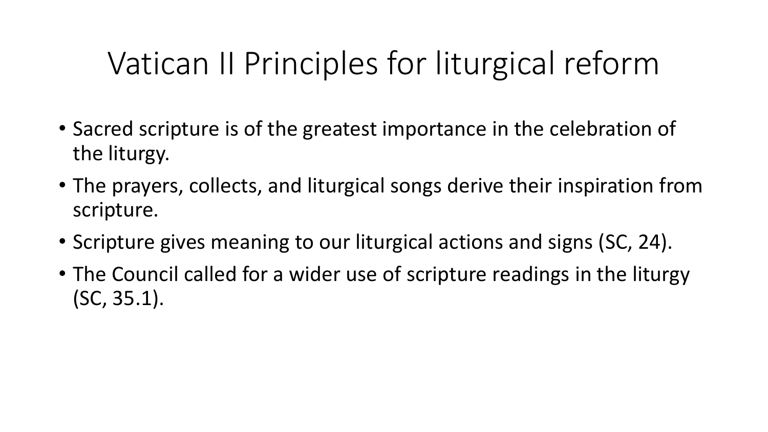# Vatican II Principles for liturgical reform

- Sacred scripture is of the greatest importance in the celebration of the liturgy.
- The prayers, collects, and liturgical songs derive their inspiration from scripture.
- Scripture gives meaning to our liturgical actions and signs (SC, 24).
- The Council called for a wider use of scripture readings in the liturgy (SC, 35.1).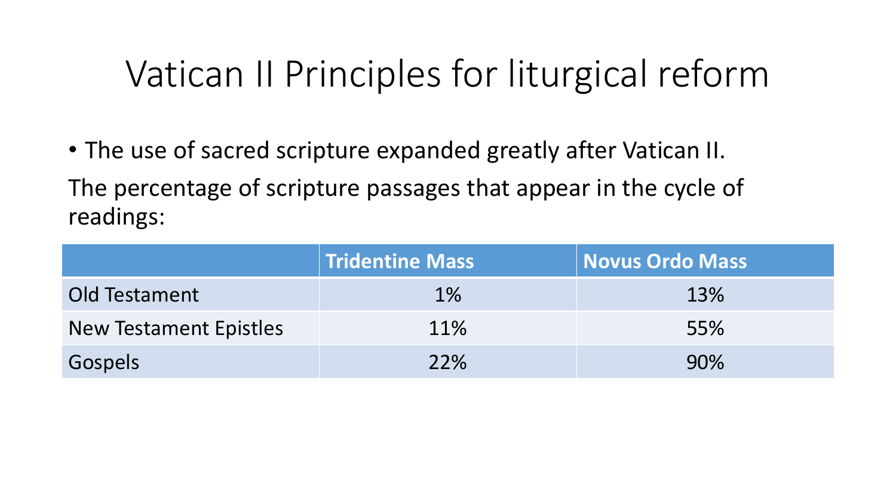# Vatican II Principles for liturgical reform

- The use of sacred scripture expanded greatly after Vatican II.

The percentage of scripture passages that appear in the cycle of readings:

| | Tridentine Mass | Novus Ordo Mass |
|---|---|---|
| Old Testament | 1% | 13% |
| New Testament Epistles | 11% | 55% |
| Gospels | 22% | 90% |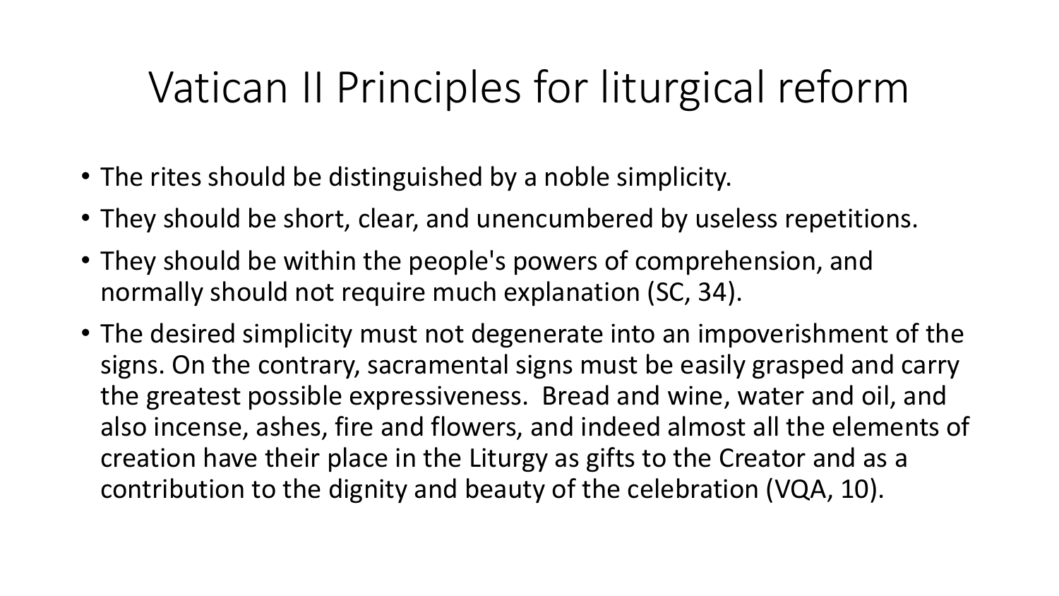# Vatican II Principles for liturgical reform

- The rites should be distinguished by a noble simplicity.
- They should be short, clear, and unencumbered by useless repetitions.
- They should be within the people's powers of comprehension, and normally should not require much explanation (SC, 34).
- The desired simplicity must not degenerate into an impoverishment of the signs. On the contrary, sacramental signs must be easily grasped and carry the greatest possible expressiveness. Bread and wine, water and oil, and also incense, ashes, fire and flowers, and indeed almost all the elements of creation have their place in the Liturgy as gifts to the Creator and as a contribution to the dignity and beauty of the celebration (VQA, 10).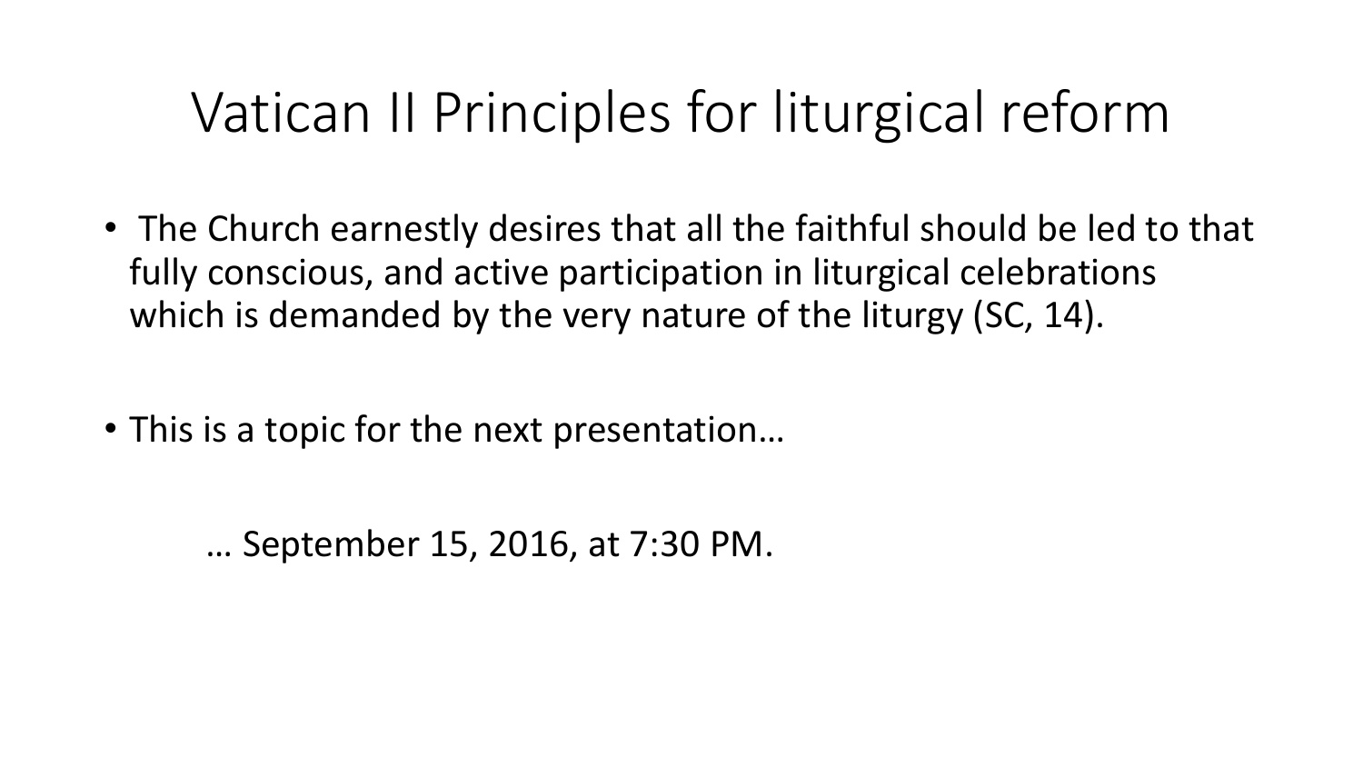# Vatican II Principles for liturgical reform

- The Church earnestly desires that all the faithful should be led to that fully conscious, and active participation in liturgical celebrations which is demanded by the very nature of the liturgy (SC, 14).
- This is a topic for the next presentation…

… September 15, 2016, at 7:30 PM.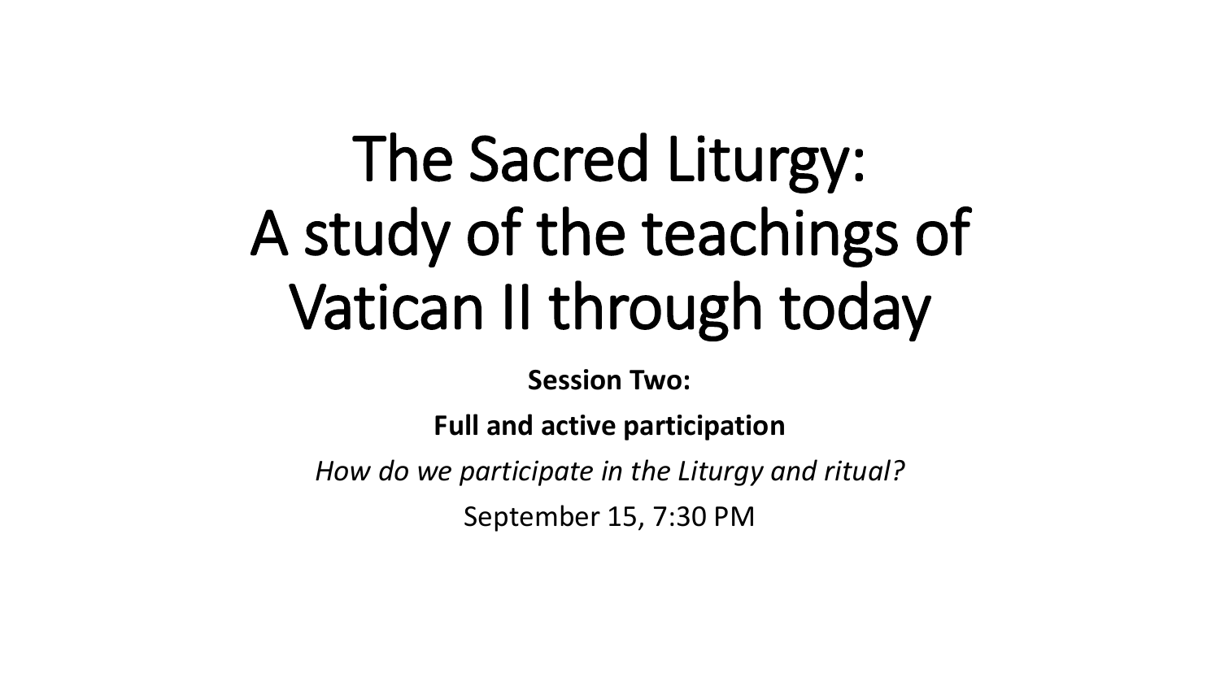# The Sacred Liturgy: A study of the teachings of Vatican II through today

**Session Two:**

**Full and active participation**

*How do we participate in the Liturgy and ritual?*

September 15, 7:30 PM